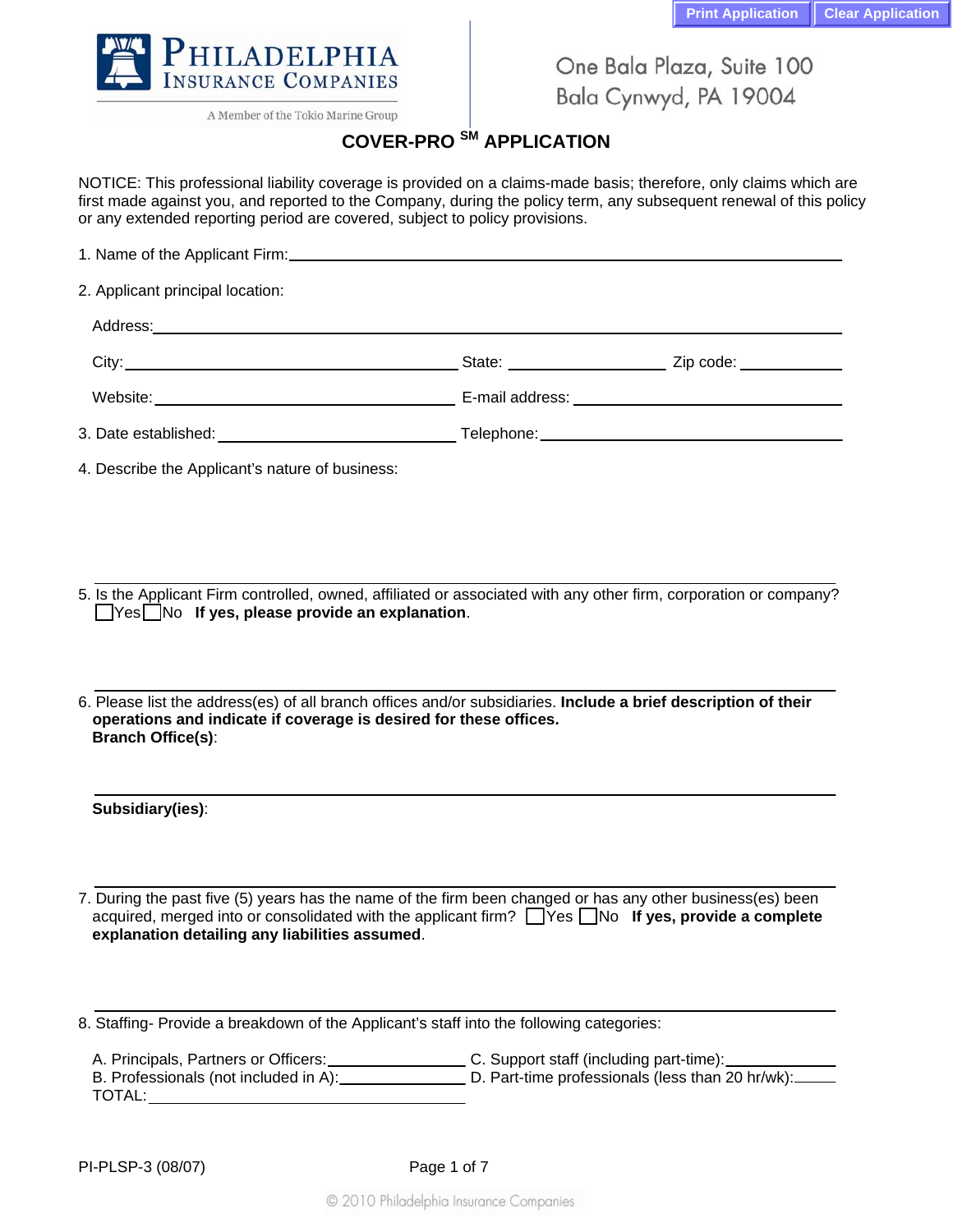Print Application Clear Application

PHILADELPHIA INSURANCE COMPANIES

A Member of the Tokio Marine Group

One Bala Plaza, Suite 100
Bala Cynwyd, PA 19004

# COVER-PRO SM APPLICATION

NOTICE: This professional liability coverage is provided on a claims-made basis; therefore, only claims which are first made against you, and reported to the Company, during the policy term, any subsequent renewal of this policy or any extended reporting period are covered, subject to policy provisions.

1. Name of the Applicant Firm: ______________________________

2. Applicant principal location:

   Address: ______________________________

   City: ______________ State: ______________ Zip code: ______________

   Website: ______________ E-mail address: ______________

3. Date established: ______________ Telephone: ______________

4. Describe the Applicant's nature of business:

   ______________________________

5. Is the Applicant Firm controlled, owned, affiliated or associated with any other firm, corporation or company? ☐Yes ☐No **If yes, please provide an explanation**.

   ______________________________

6. Please list the address(es) of all branch offices and/or subsidiaries. **Include a brief description of their operations and indicate if coverage is desired for these offices.**
   **Branch Office(s)**:

   ______________________________

   **Subsidiary(ies)**:

   ______________________________

7. During the past five (5) years has the name of the firm been changed or has any other business(es) been acquired, merged into or consolidated with the applicant firm? ☐Yes ☐No **If yes, provide a complete explanation detailing any liabilities assumed**.

   ______________________________

8. Staffing- Provide a breakdown of the Applicant's staff into the following categories:

   A. Principals, Partners or Officers: ______________
   B. Professionals (not included in A): ______________
   C. Support staff (including part-time): ______________
   D. Part-time professionals (less than 20 hr/wk): ______________
   TOTAL: ______________

PI-PLSP-3 (08/07)

© 2010 Philadelphia Insurance Companies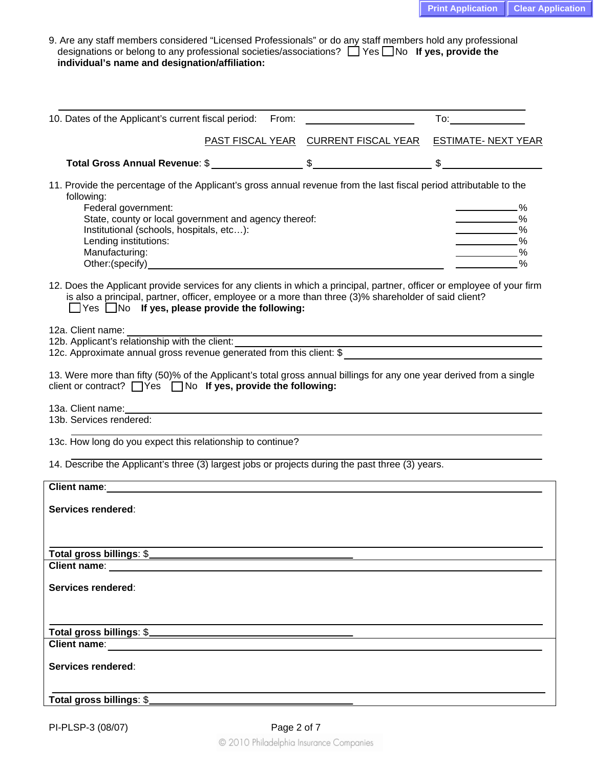9. Are any staff members considered "Licensed Professionals" or do any staff members hold any professional designations or belong to any professional societies/associations? ☐ Yes ☐ No **If yes, provide the individual's name and designation/affiliation:**

______________________________________________________________________

10. Dates of the Applicant's current fiscal period: From: ____________________ To: ______________

| | PAST FISCAL YEAR | CURRENT FISCAL YEAR | ESTIMATE- NEXT YEAR |
|---|---|---|---|
| **Total Gross Annual Revenue**: | $ ______________ | $ ______________ | $ ______________ |

11. Provide the percentage of the Applicant's gross annual revenue from the last fiscal period attributable to the following:

| | |
|---|---|
| Federal government: | ________% |
| State, county or local government and agency thereof: | ________% |
| Institutional (schools, hospitals, etc…): | ________% |
| Lending institutions: | ________% |
| Manufacturing: | ________% |
| Other:(specify) ______________________________ | ________% |

12. Does the Applicant provide services for any clients in which a principal, partner, officer or employee of your firm is also a principal, partner, officer, employee or a more than three (3)% shareholder of said client?
☐ Yes ☐ No **If yes, please provide the following:**

12a. Client name: ______________________________

12b. Applicant's relationship with the client: ______________________________

12c. Approximate annual gross revenue generated from this client: $ ______________________________

13. Were more than fifty (50)% of the Applicant's total gross annual billings for any one year derived from a single client or contract? ☐ Yes ☐ No **If yes, provide the following:**

13a. Client name: ______________________________

13b. Services rendered:

______________________________

13c. How long do you expect this relationship to continue?

______________________________

14. Describe the Applicant's three (3) largest jobs or projects during the past three (3) years.

**Client name**: ______________________________

**Services rendered**:

______________________________

**Total gross billings**: $______________________________

**Client name**: ______________________________

**Services rendered**:

______________________________

**Total gross billings**: $______________________________

**Client name**: ______________________________

**Services rendered**:

______________________________

**Total gross billings**: $______________________________

PI-PLSP-3 (08/07)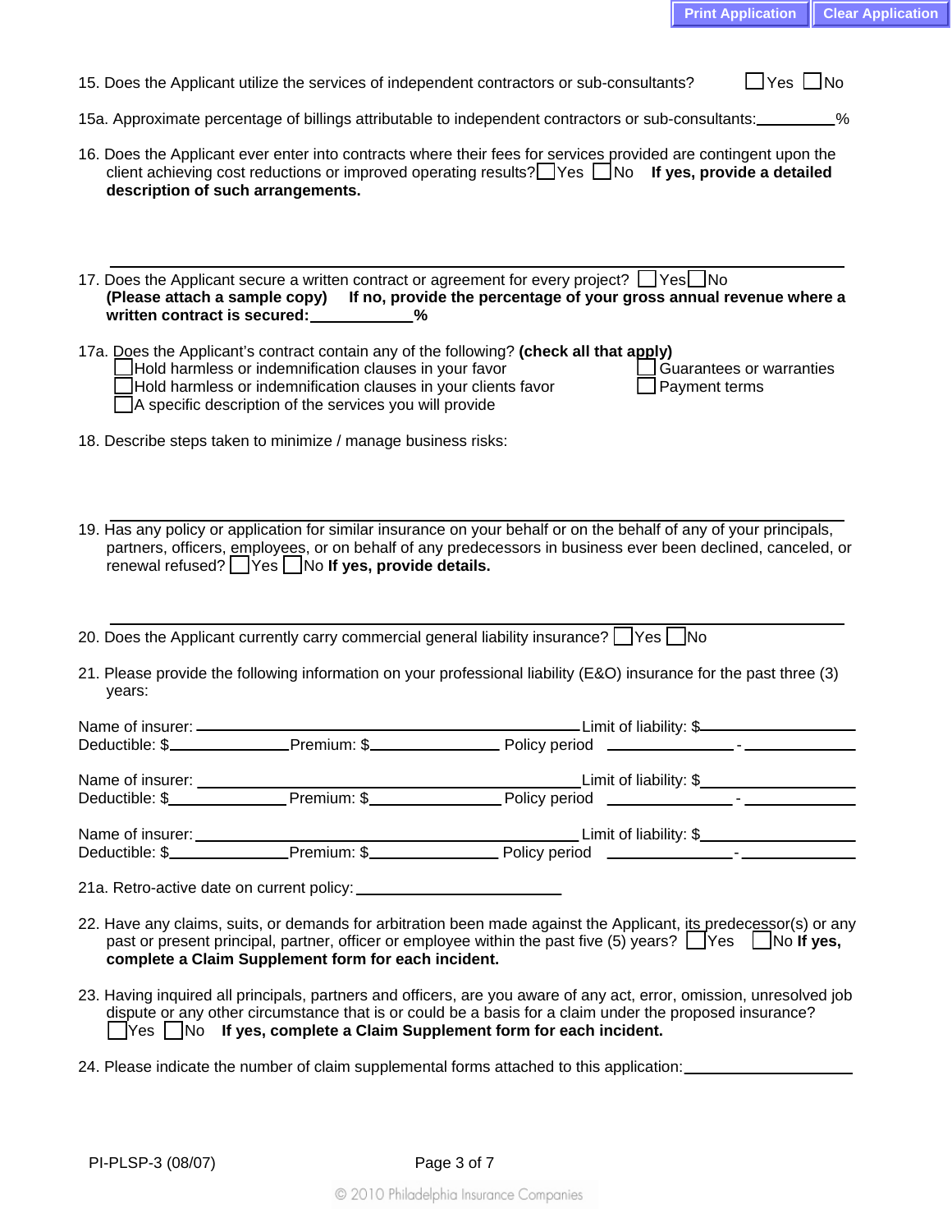15. Does the Applicant utilize the services of independent contractors or sub-consultants? ☐ Yes ☐ No

15a. Approximate percentage of billings attributable to independent contractors or sub-consultants: ________%

16. Does the Applicant ever enter into contracts where their fees for services provided are contingent upon the client achieving cost reductions or improved operating results? ☐ Yes ☐ No **If yes, provide a detailed description of such arrangements.**

______________________________________________________________________

17. Does the Applicant secure a written contract or agreement for every project? ☐ Yes ☐ No **(Please attach a sample copy) If no, provide the percentage of your gross annual revenue where a written contract is secured:__________%**

17a. Does the Applicant's contract contain any of the following? **(check all that apply)**

- ☐ Hold harmless or indemnification clauses in your favor
- ☐ Hold harmless or indemnification clauses in your clients favor
- ☐ A specific description of the services you will provide
- ☐ Guarantees or warranties
- ☐ Payment terms

18. Describe steps taken to minimize / manage business risks:

______________________________________________________________________

19. Has any policy or application for similar insurance on your behalf or on the behalf of any of your principals, partners, officers, employees, or on behalf of any predecessors in business ever been declined, canceled, or renewal refused? ☐ Yes ☐ No **If yes, provide details.**

______________________________________________________________________

20. Does the Applicant currently carry commercial general liability insurance? ☐ Yes ☐ No

21. Please provide the following information on your professional liability (E&O) insurance for the past three (3) years:

Name of insurer: ______________________________ Limit of liability: $______________
Deductible: $__________ Premium: $__________ Policy period __________ - __________

Name of insurer: ______________________________ Limit of liability: $______________
Deductible: $__________ Premium: $__________ Policy period __________ - __________

Name of insurer: ______________________________ Limit of liability: $______________
Deductible: $__________ Premium: $__________ Policy period __________ - __________

21a. Retro-active date on current policy: ____________________

22. Have any claims, suits, or demands for arbitration been made against the Applicant, its predecessor(s) or any past or present principal, partner, officer or employee within the past five (5) years? ☐ Yes ☐ No **If yes, complete a Claim Supplement form for each incident.**

23. Having inquired all principals, partners and officers, are you aware of any act, error, omission, unresolved job dispute or any other circumstance that is or could be a basis for a claim under the proposed insurance? ☐ Yes ☐ No **If yes, complete a Claim Supplement form for each incident.**

24. Please indicate the number of claim supplemental forms attached to this application: ________________

PI-PLSP-3 (08/07)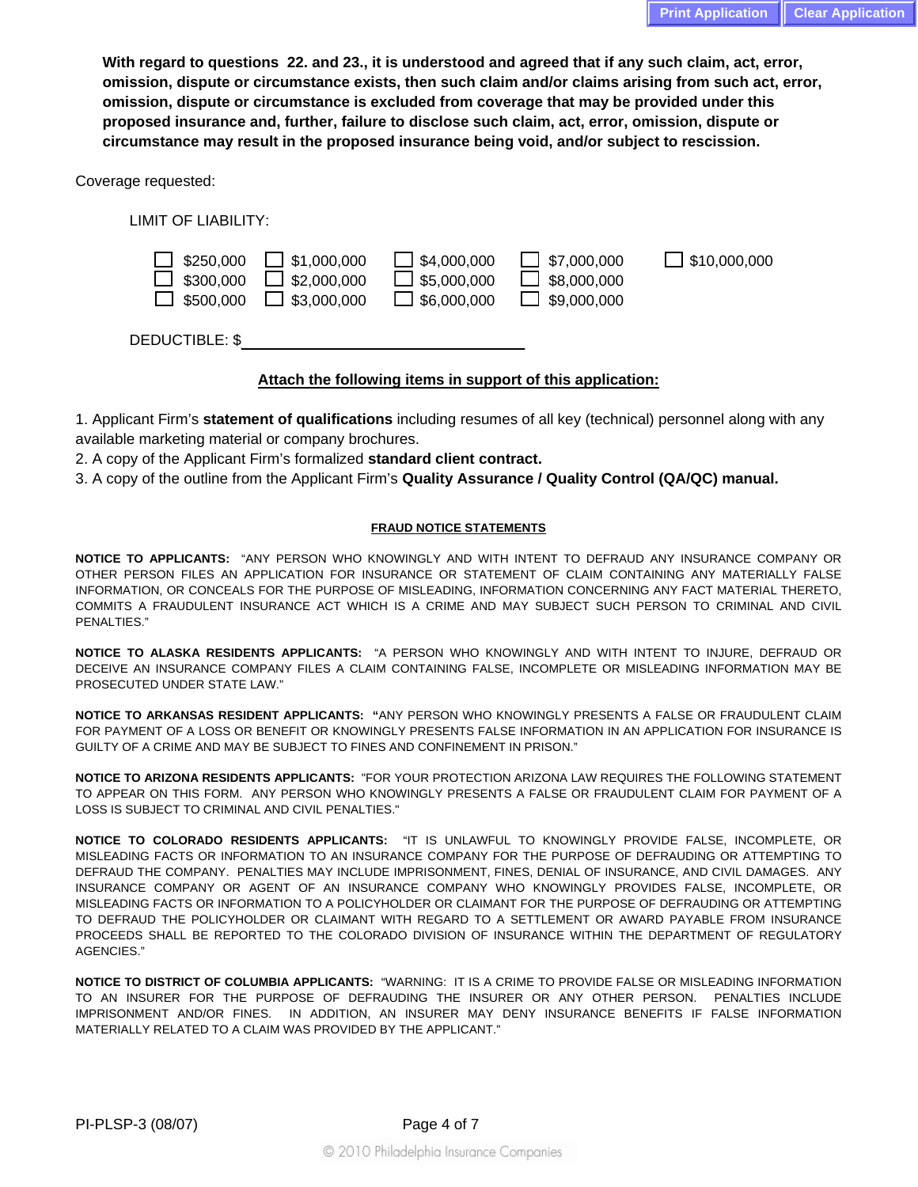**With regard to questions 22. and 23., it is understood and agreed that if any such claim, act, error, omission, dispute or circumstance exists, then such claim and/or claims arising from such act, error, omission, dispute or circumstance is excluded from coverage that may be provided under this proposed insurance and, further, failure to disclose such claim, act, error, omission, dispute or circumstance may result in the proposed insurance being void, and/or subject to rescission.**

Coverage requested:

LIMIT OF LIABILITY:

| | | | | |
|---|---|---|---|---|
| ☐ $250,000 | ☐ $1,000,000 | ☐ $4,000,000 | ☐ $7,000,000 | ☐ $10,000,000 |
| ☐ $300,000 | ☐ $2,000,000 | ☐ $5,000,000 | ☐ $8,000,000 | |
| ☐ $500,000 | ☐ $3,000,000 | ☐ $6,000,000 | ☐ $9,000,000 | |

DEDUCTIBLE: $\_\_\_\_\_\_\_\_\_\_\_\_\_\_\_\_\_\_\_\_

**Attach the following items in support of this application:**

1. Applicant Firm's **statement of qualifications** including resumes of all key (technical) personnel along with any available marketing material or company brochures.
2. A copy of the Applicant Firm's formalized **standard client contract.**
3. A copy of the outline from the Applicant Firm's **Quality Assurance / Quality Control (QA/QC) manual.**

**FRAUD NOTICE STATEMENTS**

**NOTICE TO APPLICANTS:** "ANY PERSON WHO KNOWINGLY AND WITH INTENT TO DEFRAUD ANY INSURANCE COMPANY OR OTHER PERSON FILES AN APPLICATION FOR INSURANCE OR STATEMENT OF CLAIM CONTAINING ANY MATERIALLY FALSE INFORMATION, OR CONCEALS FOR THE PURPOSE OF MISLEADING, INFORMATION CONCERNING ANY FACT MATERIAL THERETO, COMMITS A FRAUDULENT INSURANCE ACT WHICH IS A CRIME AND MAY SUBJECT SUCH PERSON TO CRIMINAL AND CIVIL PENALTIES."

**NOTICE TO ALASKA RESIDENTS APPLICANTS:** "A PERSON WHO KNOWINGLY AND WITH INTENT TO INJURE, DEFRAUD OR DECEIVE AN INSURANCE COMPANY FILES A CLAIM CONTAINING FALSE, INCOMPLETE OR MISLEADING INFORMATION MAY BE PROSECUTED UNDER STATE LAW."

**NOTICE TO ARKANSAS RESIDENT APPLICANTS: "**ANY PERSON WHO KNOWINGLY PRESENTS A FALSE OR FRAUDULENT CLAIM FOR PAYMENT OF A LOSS OR BENEFIT OR KNOWINGLY PRESENTS FALSE INFORMATION IN AN APPLICATION FOR INSURANCE IS GUILTY OF A CRIME AND MAY BE SUBJECT TO FINES AND CONFINEMENT IN PRISON."

**NOTICE TO ARIZONA RESIDENTS APPLICANTS:** "FOR YOUR PROTECTION ARIZONA LAW REQUIRES THE FOLLOWING STATEMENT TO APPEAR ON THIS FORM. ANY PERSON WHO KNOWINGLY PRESENTS A FALSE OR FRAUDULENT CLAIM FOR PAYMENT OF A LOSS IS SUBJECT TO CRIMINAL AND CIVIL PENALTIES."

**NOTICE TO COLORADO RESIDENTS APPLICANTS:** "IT IS UNLAWFUL TO KNOWINGLY PROVIDE FALSE, INCOMPLETE, OR MISLEADING FACTS OR INFORMATION TO AN INSURANCE COMPANY FOR THE PURPOSE OF DEFRAUDING OR ATTEMPTING TO DEFRAUD THE COMPANY. PENALTIES MAY INCLUDE IMPRISONMENT, FINES, DENIAL OF INSURANCE, AND CIVIL DAMAGES. ANY INSURANCE COMPANY OR AGENT OF AN INSURANCE COMPANY WHO KNOWINGLY PROVIDES FALSE, INCOMPLETE, OR MISLEADING FACTS OR INFORMATION TO A POLICYHOLDER OR CLAIMANT FOR THE PURPOSE OF DEFRAUDING OR ATTEMPTING TO DEFRAUD THE POLICYHOLDER OR CLAIMANT WITH REGARD TO A SETTLEMENT OR AWARD PAYABLE FROM INSURANCE PROCEEDS SHALL BE REPORTED TO THE COLORADO DIVISION OF INSURANCE WITHIN THE DEPARTMENT OF REGULATORY AGENCIES."

**NOTICE TO DISTRICT OF COLUMBIA APPLICANTS:** "WARNING: IT IS A CRIME TO PROVIDE FALSE OR MISLEADING INFORMATION TO AN INSURER FOR THE PURPOSE OF DEFRAUDING THE INSURER OR ANY OTHER PERSON. PENALTIES INCLUDE IMPRISONMENT AND/OR FINES. IN ADDITION, AN INSURER MAY DENY INSURANCE BENEFITS IF FALSE INFORMATION MATERIALLY RELATED TO A CLAIM WAS PROVIDED BY THE APPLICANT."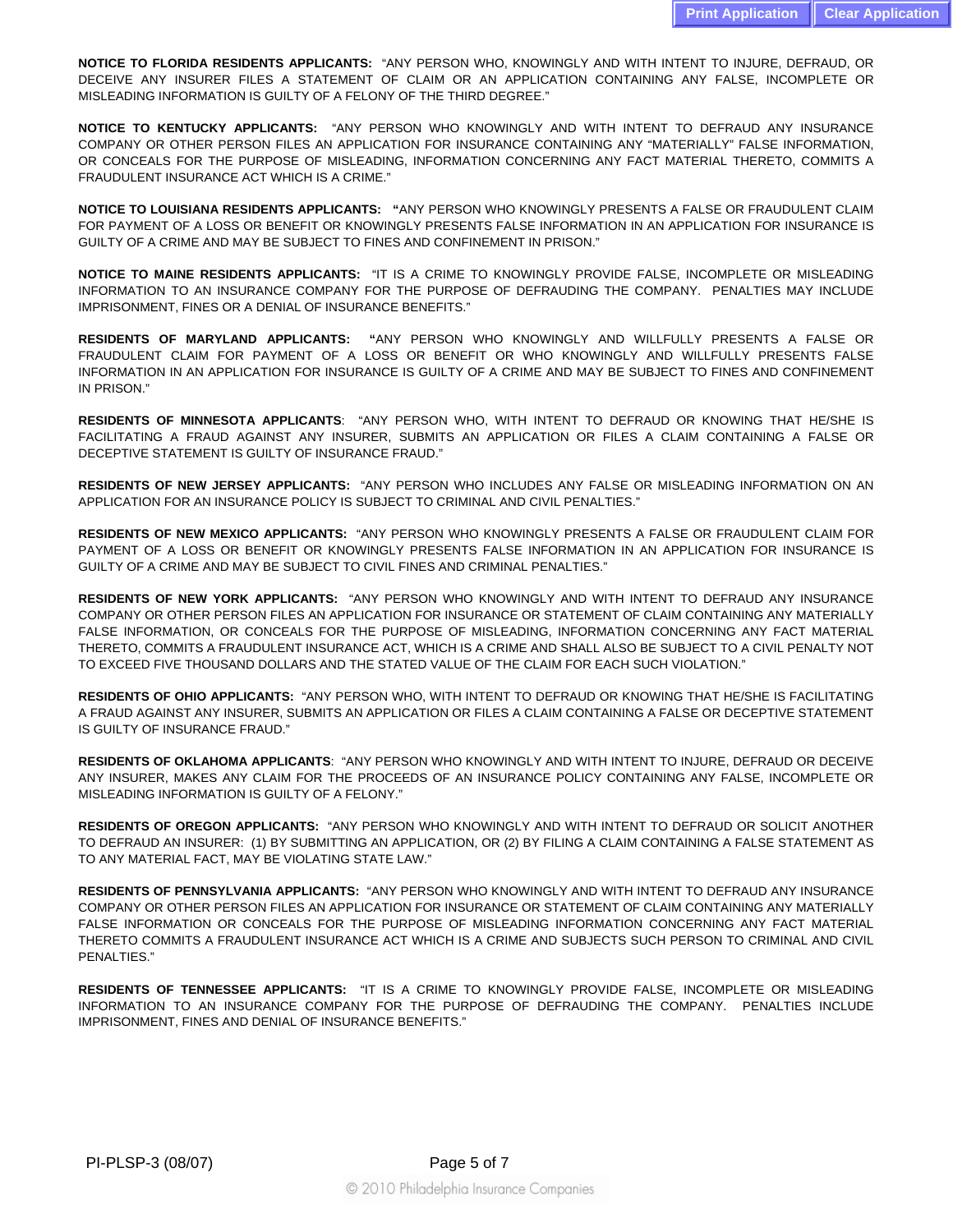**NOTICE TO FLORIDA RESIDENTS APPLICANTS:** "ANY PERSON WHO, KNOWINGLY AND WITH INTENT TO INJURE, DEFRAUD, OR DECEIVE ANY INSURER FILES A STATEMENT OF CLAIM OR AN APPLICATION CONTAINING ANY FALSE, INCOMPLETE OR MISLEADING INFORMATION IS GUILTY OF A FELONY OF THE THIRD DEGREE."

**NOTICE TO KENTUCKY APPLICANTS:** "ANY PERSON WHO KNOWINGLY AND WITH INTENT TO DEFRAUD ANY INSURANCE COMPANY OR OTHER PERSON FILES AN APPLICATION FOR INSURANCE CONTAINING ANY "MATERIALLY" FALSE INFORMATION, OR CONCEALS FOR THE PURPOSE OF MISLEADING, INFORMATION CONCERNING ANY FACT MATERIAL THERETO, COMMITS A FRAUDULENT INSURANCE ACT WHICH IS A CRIME."

**NOTICE TO LOUISIANA RESIDENTS APPLICANTS: "**ANY PERSON WHO KNOWINGLY PRESENTS A FALSE OR FRAUDULENT CLAIM FOR PAYMENT OF A LOSS OR BENEFIT OR KNOWINGLY PRESENTS FALSE INFORMATION IN AN APPLICATION FOR INSURANCE IS GUILTY OF A CRIME AND MAY BE SUBJECT TO FINES AND CONFINEMENT IN PRISON."

**NOTICE TO MAINE RESIDENTS APPLICANTS:** "IT IS A CRIME TO KNOWINGLY PROVIDE FALSE, INCOMPLETE OR MISLEADING INFORMATION TO AN INSURANCE COMPANY FOR THE PURPOSE OF DEFRAUDING THE COMPANY. PENALTIES MAY INCLUDE IMPRISONMENT, FINES OR A DENIAL OF INSURANCE BENEFITS."

**RESIDENTS OF MARYLAND APPLICANTS: "**ANY PERSON WHO KNOWINGLY AND WILLFULLY PRESENTS A FALSE OR FRAUDULENT CLAIM FOR PAYMENT OF A LOSS OR BENEFIT OR WHO KNOWINGLY AND WILLFULLY PRESENTS FALSE INFORMATION IN AN APPLICATION FOR INSURANCE IS GUILTY OF A CRIME AND MAY BE SUBJECT TO FINES AND CONFINEMENT IN PRISON."

**RESIDENTS OF MINNESOTA APPLICANTS**: "ANY PERSON WHO, WITH INTENT TO DEFRAUD OR KNOWING THAT HE/SHE IS FACILITATING A FRAUD AGAINST ANY INSURER, SUBMITS AN APPLICATION OR FILES A CLAIM CONTAINING A FALSE OR DECEPTIVE STATEMENT IS GUILTY OF INSURANCE FRAUD."

**RESIDENTS OF NEW JERSEY APPLICANTS:** "ANY PERSON WHO INCLUDES ANY FALSE OR MISLEADING INFORMATION ON AN APPLICATION FOR AN INSURANCE POLICY IS SUBJECT TO CRIMINAL AND CIVIL PENALTIES."

**RESIDENTS OF NEW MEXICO APPLICANTS:** "ANY PERSON WHO KNOWINGLY PRESENTS A FALSE OR FRAUDULENT CLAIM FOR PAYMENT OF A LOSS OR BENEFIT OR KNOWINGLY PRESENTS FALSE INFORMATION IN AN APPLICATION FOR INSURANCE IS GUILTY OF A CRIME AND MAY BE SUBJECT TO CIVIL FINES AND CRIMINAL PENALTIES."

**RESIDENTS OF NEW YORK APPLICANTS:** "ANY PERSON WHO KNOWINGLY AND WITH INTENT TO DEFRAUD ANY INSURANCE COMPANY OR OTHER PERSON FILES AN APPLICATION FOR INSURANCE OR STATEMENT OF CLAIM CONTAINING ANY MATERIALLY FALSE INFORMATION, OR CONCEALS FOR THE PURPOSE OF MISLEADING, INFORMATION CONCERNING ANY FACT MATERIAL THERETO, COMMITS A FRAUDULENT INSURANCE ACT, WHICH IS A CRIME AND SHALL ALSO BE SUBJECT TO A CIVIL PENALTY NOT TO EXCEED FIVE THOUSAND DOLLARS AND THE STATED VALUE OF THE CLAIM FOR EACH SUCH VIOLATION."

**RESIDENTS OF OHIO APPLICANTS:** "ANY PERSON WHO, WITH INTENT TO DEFRAUD OR KNOWING THAT HE/SHE IS FACILITATING A FRAUD AGAINST ANY INSURER, SUBMITS AN APPLICATION OR FILES A CLAIM CONTAINING A FALSE OR DECEPTIVE STATEMENT IS GUILTY OF INSURANCE FRAUD."

**RESIDENTS OF OKLAHOMA APPLICANTS**: "ANY PERSON WHO KNOWINGLY AND WITH INTENT TO INJURE, DEFRAUD OR DECEIVE ANY INSURER, MAKES ANY CLAIM FOR THE PROCEEDS OF AN INSURANCE POLICY CONTAINING ANY FALSE, INCOMPLETE OR MISLEADING INFORMATION IS GUILTY OF A FELONY."

**RESIDENTS OF OREGON APPLICANTS:** "ANY PERSON WHO KNOWINGLY AND WITH INTENT TO DEFRAUD OR SOLICIT ANOTHER TO DEFRAUD AN INSURER: (1) BY SUBMITTING AN APPLICATION, OR (2) BY FILING A CLAIM CONTAINING A FALSE STATEMENT AS TO ANY MATERIAL FACT, MAY BE VIOLATING STATE LAW."

**RESIDENTS OF PENNSYLVANIA APPLICANTS:** "ANY PERSON WHO KNOWINGLY AND WITH INTENT TO DEFRAUD ANY INSURANCE COMPANY OR OTHER PERSON FILES AN APPLICATION FOR INSURANCE OR STATEMENT OF CLAIM CONTAINING ANY MATERIALLY FALSE INFORMATION OR CONCEALS FOR THE PURPOSE OF MISLEADING INFORMATION CONCERNING ANY FACT MATERIAL THERETO COMMITS A FRAUDULENT INSURANCE ACT WHICH IS A CRIME AND SUBJECTS SUCH PERSON TO CRIMINAL AND CIVIL PENALTIES."

**RESIDENTS OF TENNESSEE APPLICANTS:** "IT IS A CRIME TO KNOWINGLY PROVIDE FALSE, INCOMPLETE OR MISLEADING INFORMATION TO AN INSURANCE COMPANY FOR THE PURPOSE OF DEFRAUDING THE COMPANY. PENALTIES INCLUDE IMPRISONMENT, FINES AND DENIAL OF INSURANCE BENEFITS."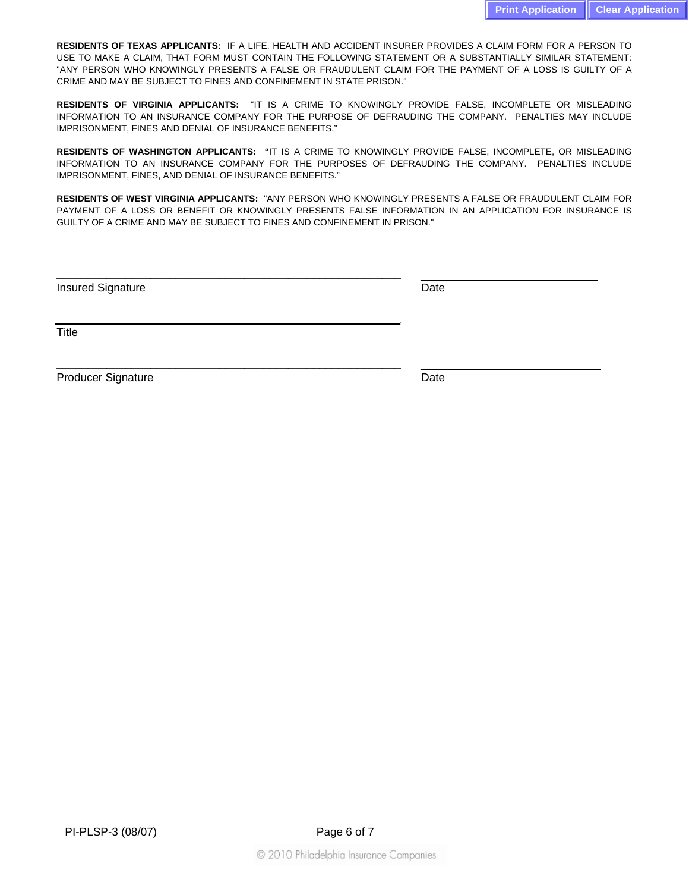**RESIDENTS OF TEXAS APPLICANTS:** IF A LIFE, HEALTH AND ACCIDENT INSURER PROVIDES A CLAIM FORM FOR A PERSON TO USE TO MAKE A CLAIM, THAT FORM MUST CONTAIN THE FOLLOWING STATEMENT OR A SUBSTANTIALLY SIMILAR STATEMENT: "ANY PERSON WHO KNOWINGLY PRESENTS A FALSE OR FRAUDULENT CLAIM FOR THE PAYMENT OF A LOSS IS GUILTY OF A CRIME AND MAY BE SUBJECT TO FINES AND CONFINEMENT IN STATE PRISON."

**RESIDENTS OF VIRGINIA APPLICANTS:** "IT IS A CRIME TO KNOWINGLY PROVIDE FALSE, INCOMPLETE OR MISLEADING INFORMATION TO AN INSURANCE COMPANY FOR THE PURPOSE OF DEFRAUDING THE COMPANY. PENALTIES MAY INCLUDE IMPRISONMENT, FINES AND DENIAL OF INSURANCE BENEFITS."

**RESIDENTS OF WASHINGTON APPLICANTS: "**IT IS A CRIME TO KNOWINGLY PROVIDE FALSE, INCOMPLETE, OR MISLEADING INFORMATION TO AN INSURANCE COMPANY FOR THE PURPOSES OF DEFRAUDING THE COMPANY. PENALTIES INCLUDE IMPRISONMENT, FINES, AND DENIAL OF INSURANCE BENEFITS."

**RESIDENTS OF WEST VIRGINIA APPLICANTS:** "ANY PERSON WHO KNOWINGLY PRESENTS A FALSE OR FRAUDULENT CLAIM FOR PAYMENT OF A LOSS OR BENEFIT OR KNOWINGLY PRESENTS FALSE INFORMATION IN AN APPLICATION FOR INSURANCE IS GUILTY OF A CRIME AND MAY BE SUBJECT TO FINES AND CONFINEMENT IN PRISON."

______________________________________________ ______________________

Insured Signature Date

______________________________________________

Title

______________________________________________ ______________________

Producer Signature Date

PI-PLSP-3 (08/07)

© 2010 Philadelphia Insurance Companies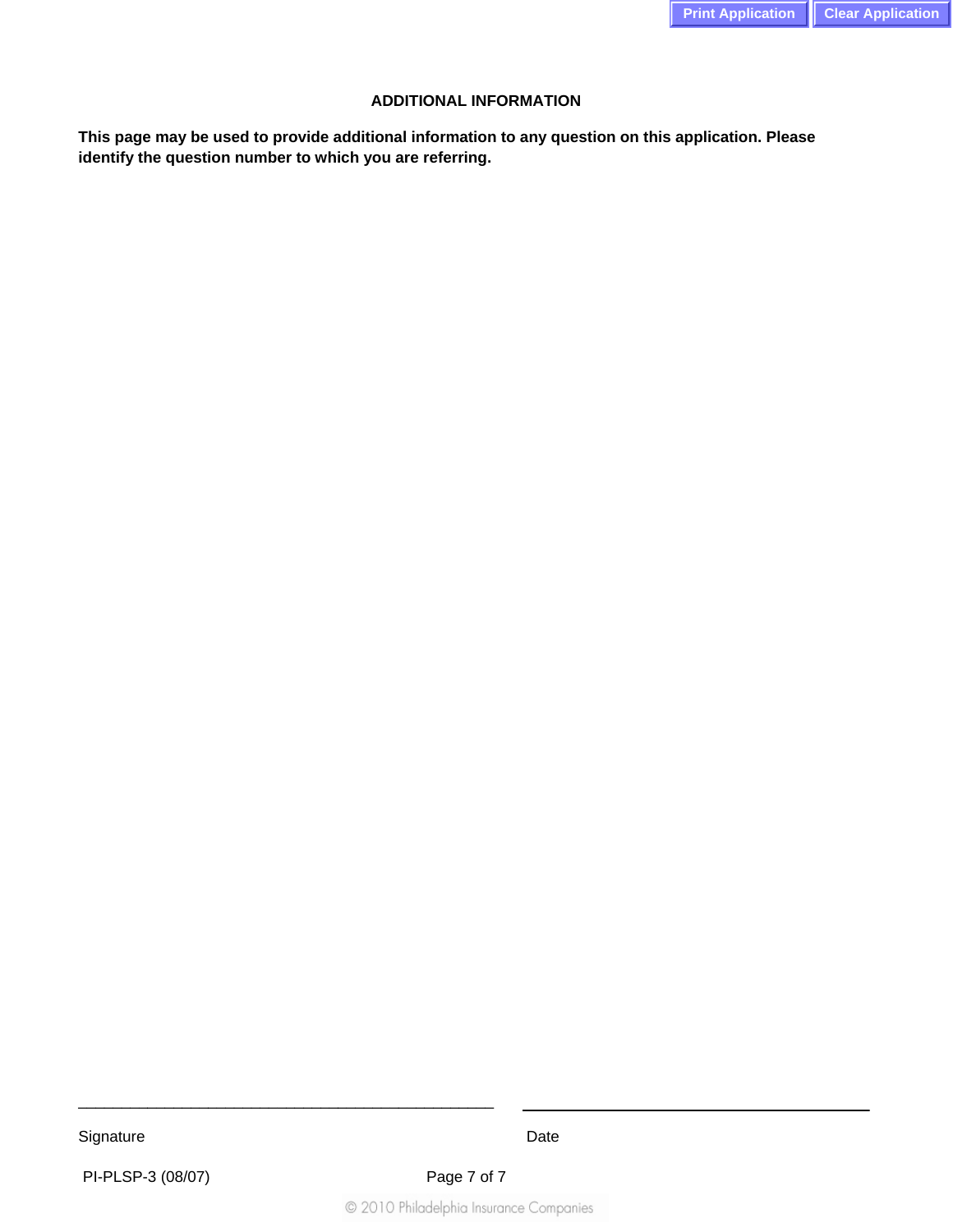## ADDITIONAL INFORMATION

**This page may be used to provide additional information to any question on this application. Please identify the question number to which you are referring.**

\_\_\_\_\_\_\_\_\_\_\_\_\_\_\_\_\_\_\_\_\_\_\_\_\_\_\_\_\_\_\_\_\_\_\_\_\_\_\_\_\_\_\_\_ \_\_\_\_\_\_\_\_\_\_\_\_\_\_\_\_\_\_\_\_\_\_\_\_\_\_\_\_\_\_\_\_\_\_\_\_\_\_

Signature Date

PI-PLSP-3 (08/07)

© 2010 Philadelphia Insurance Companies